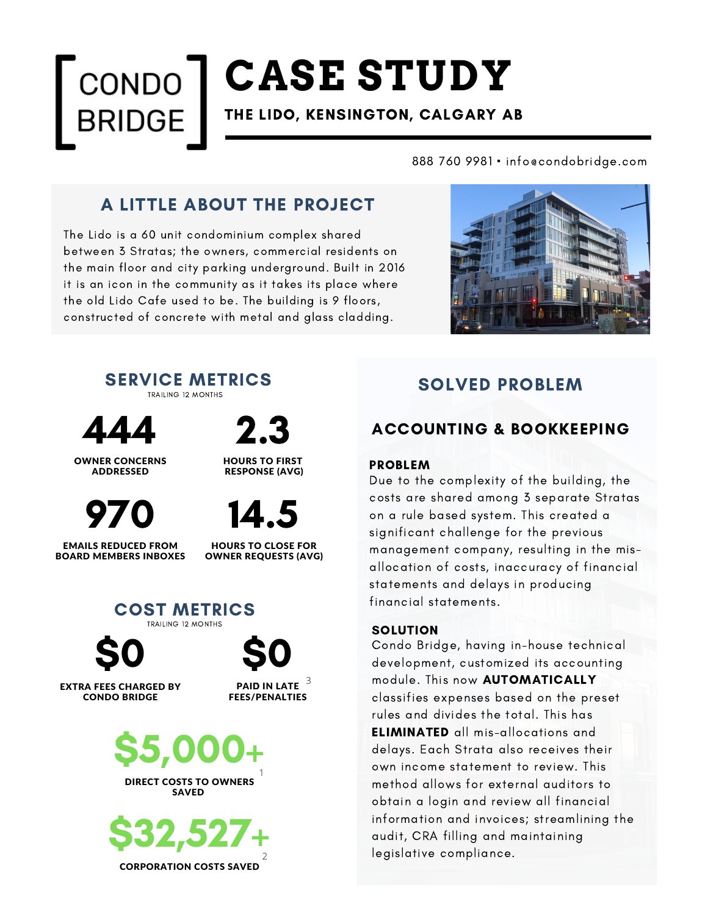# CONDO BRIDGE

# CASE STUDY

## THE LIDO, KENSINGTON, CALGARY AB

888 760 9981 • info@condobridge.com

## A LITTLE ABOUT THE PROJECT

The Lido is a 60 unit condominium complex shared between 3 Stratas; the owners, commercial residents on the main floor and city parking underground. Built in 2016 it is an icon in the community as it takes its place where the old Lido Cafe used to be. The building is 9 floors, constructed of concrete with metal and glass cladding.

## SERVICE METRICS

TRAILING 12 MONTHS

**444**
OWNER CONCERNS ADDRESSED

**2.3**
HOURS TO FIRST RESPONSE (AVG)

**970**
EMAILS REDUCED FROM BOARD MEMBERS INBOXES

**14.5**
HOURS TO CLOSE FOR OWNER REQUESTS (AVG)

## COST METRICS

TRAILING 12 MONTHS

**$0**
EXTRA FEES CHARGED BY CONDO BRIDGE

**$0**
PAID IN LATE FEES/PENALTIES [3]

**$5,000+**
DIRECT COSTS TO OWNERS SAVED [1]

**$32,527+**
CORPORATION COSTS SAVED [2]

## SOLVED PROBLEM

### ACCOUNTING & BOOKKEEPING

**PROBLEM**

Due to the complexity of the building, the costs are shared among 3 separate Stratas on a rule based system. This created a significant challenge for the previous management company, resulting in the mis-allocation of costs, inaccuracy of financial statements and delays in producing financial statements.

**SOLUTION**

Condo Bridge, having in-house technical development, customized its accounting module. This now **AUTOMATICALLY** classifies expenses based on the preset rules and divides the total. This has **ELIMINATED** all mis-allocations and delays. Each Strata also receives their own income statement to review. This method allows for external auditors to obtain a login and review all financial information and invoices; streamlining the audit, CRA filling and maintaining legislative compliance.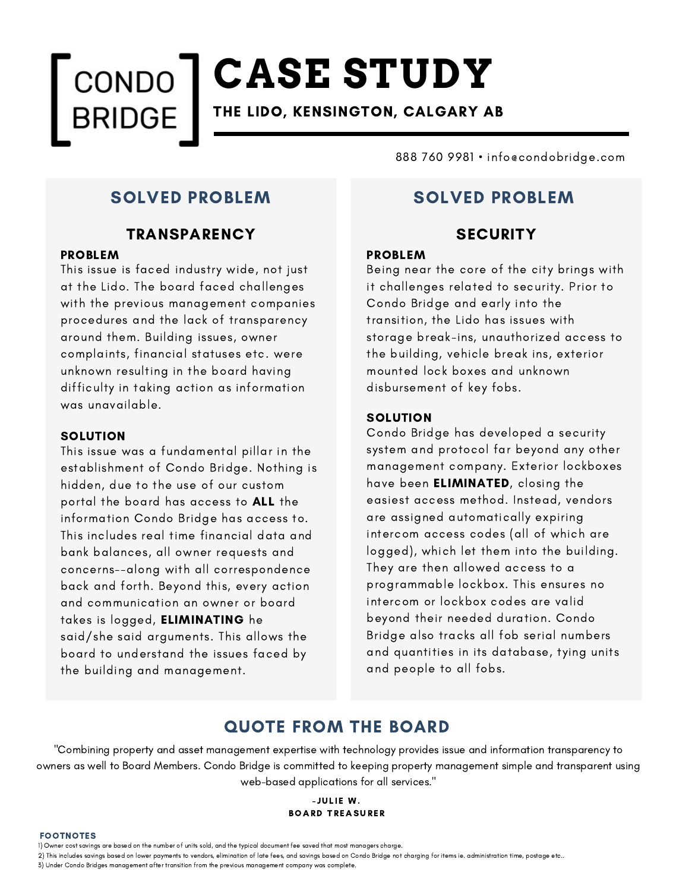# CONDO BRIDGE

# CASE STUDY

## THE LIDO, KENSINGTON, CALGARY AB

888 760 9981 • info@condobridge.com

## SOLVED PROBLEM

### TRANSPARENCY

**PROBLEM**

This issue is faced industry wide, not just at the Lido. The board faced challenges with the previous management companies procedures and the lack of transparency around them. Building issues, owner complaints, financial statuses etc. were unknown resulting in the board having difficulty in taking action as information was unavailable.

**SOLUTION**

This issue was a fundamental pillar in the establishment of Condo Bridge. Nothing is hidden, due to the use of our custom portal the board has access to **ALL** the information Condo Bridge has access to. This includes real time financial data and bank balances, all owner requests and concerns--along with all correspondence back and forth. Beyond this, every action and communication an owner or board takes is logged, **ELIMINATING** he said/she said arguments. This allows the board to understand the issues faced by the building and management.

## SOLVED PROBLEM

### SECURITY

**PROBLEM**

Being near the core of the city brings with it challenges related to security. Prior to Condo Bridge and early into the transition, the Lido has issues with storage break-ins, unauthorized access to the building, vehicle break ins, exterior mounted lock boxes and unknown disbursement of key fobs.

**SOLUTION**

Condo Bridge has developed a security system and protocol far beyond any other management company. Exterior lockboxes have been **ELIMINATED**, closing the easiest access method. Instead, vendors are assigned automatically expiring intercom access codes (all of which are logged), which let them into the building. They are then allowed access to a programmable lockbox. This ensures no intercom or lockbox codes are valid beyond their needed duration. Condo Bridge also tracks all fob serial numbers and quantities in its database, tying units and people to all fobs.

## QUOTE FROM THE BOARD

"Combining property and asset management expertise with technology provides issue and information transparency to owners as well to Board Members. Condo Bridge is committed to keeping property management simple and transparent using web-based applications for all services."

-JULIE W.
BOARD TREASURER

**FOOTNOTES**

1) Owner cost savings are based on the number of units sold, and the typical document fee saved that most managers charge.
2) This includes savings based on lower payments to vendors, elimination of late fees, and savings based on Condo Bridge not charging for items ie. administration time, postage etc..
3) Under Condo Bridges management after transition from the previous management company was complete.